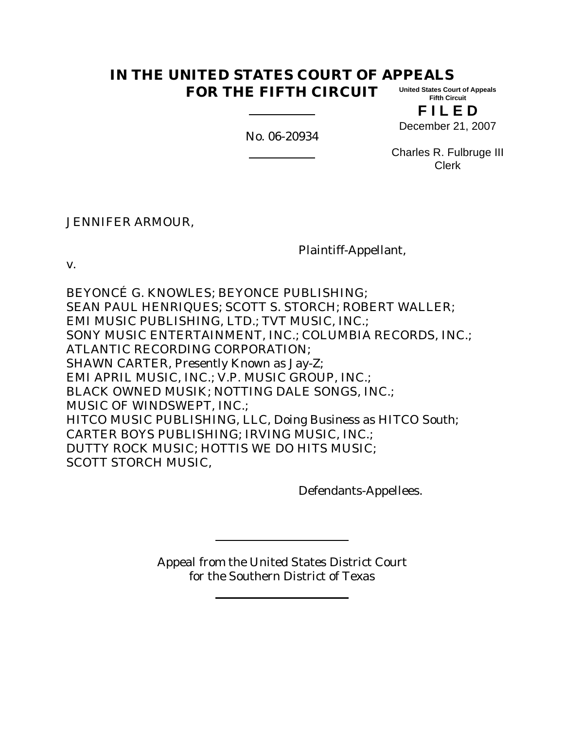# IN THE UNITED STATES COURT OF APPEALS
# FOR THE FIFTH CIRCUIT

United States Court of Appeals
Fifth Circuit

**F I L E D**

December 21, 2007

Charles R. Fulbruge III
Clerk

---

No. 06-20934

---

JENNIFER ARMOUR,

Plaintiff-Appellant,

v.

BEYONCÉ G. KNOWLES; BEYONCE PUBLISHING;
SEAN PAUL HENRIQUES; SCOTT S. STORCH; ROBERT WALLER;
EMI MUSIC PUBLISHING, LTD.; TVT MUSIC, INC.;
SONY MUSIC ENTERTAINMENT, INC.; COLUMBIA RECORDS, INC.;
ATLANTIC RECORDING CORPORATION;
SHAWN CARTER, Presently Known as Jay-Z;
EMI APRIL MUSIC, INC.; V.P. MUSIC GROUP, INC.;
BLACK OWNED MUSIK; NOTTING DALE SONGS, INC.;
MUSIC OF WINDSWEPT, INC.;
HITCO MUSIC PUBLISHING, LLC, Doing Business as HITCO South;
CARTER BOYS PUBLISHING; IRVING MUSIC, INC.;
DUTTY ROCK MUSIC; HOTTIS WE DO HITS MUSIC;
SCOTT STORCH MUSIC,

Defendants-Appellees.

---

Appeal from the United States District Court
for the Southern District of Texas

---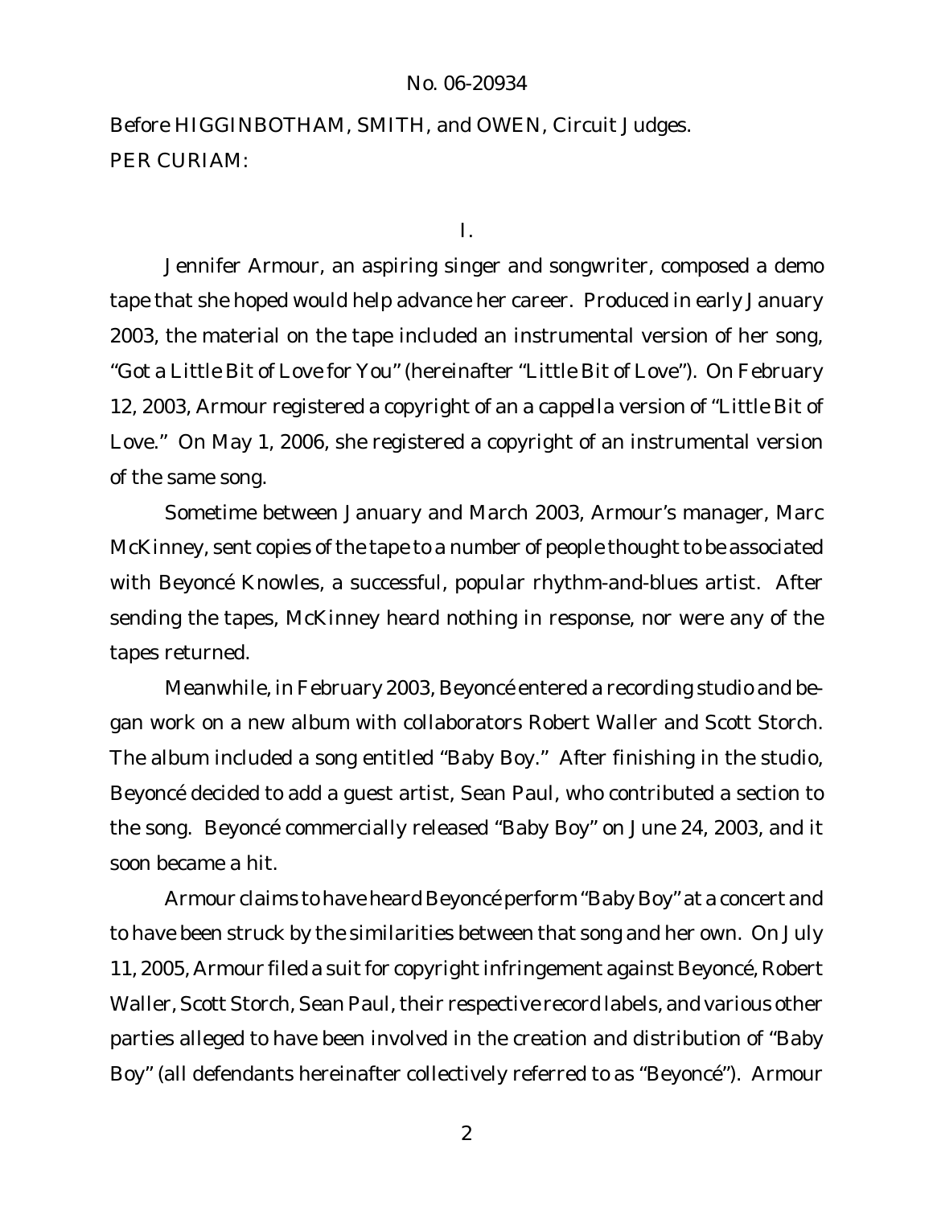Before HIGGINBOTHAM, SMITH, and OWEN, Circuit Judges.

PER CURIAM:

I.

Jennifer Armour, an aspiring singer and songwriter, composed a demo tape that she hoped would help advance her career. Produced in early January 2003, the material on the tape included an instrumental version of her song, "Got a Little Bit of Love for You" (hereinafter "Little Bit of Love"). On February 12, 2003, Armour registered a copyright of an a cappella version of "Little Bit of Love." On May 1, 2006, she registered a copyright of an instrumental version of the same song.

Sometime between January and March 2003, Armour's manager, Marc McKinney, sent copies of the tape to a number of people thought to be associated with Beyoncé Knowles, a successful, popular rhythm-and-blues artist. After sending the tapes, McKinney heard nothing in response, nor were any of the tapes returned.

Meanwhile, in February 2003, Beyoncé entered a recording studio and began work on a new album with collaborators Robert Waller and Scott Storch. The album included a song entitled "Baby Boy." After finishing in the studio, Beyoncé decided to add a guest artist, Sean Paul, who contributed a section to the song. Beyoncé commercially released "Baby Boy" on June 24, 2003, and it soon became a hit.

Armour claims to have heard Beyoncé perform "Baby Boy" at a concert and to have been struck by the similarities between that song and her own. On July 11, 2005, Armour filed a suit for copyright infringement against Beyoncé, Robert Waller, Scott Storch, Sean Paul, their respective record labels, and various other parties alleged to have been involved in the creation and distribution of "Baby Boy" (all defendants hereinafter collectively referred to as "Beyoncé"). Armour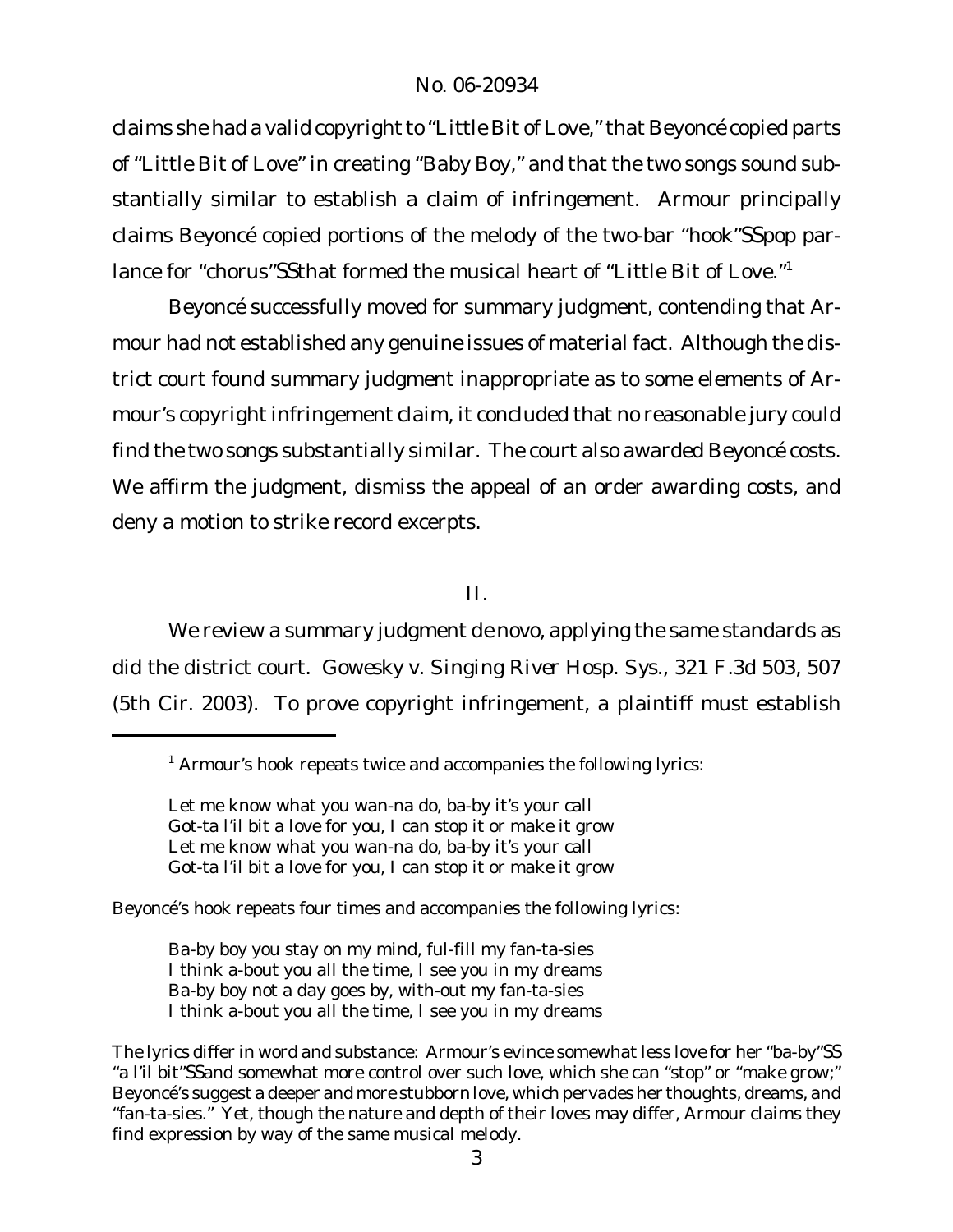claims she had a valid copyright to "Little Bit of Love," that Beyoncé copied parts of "Little Bit of Love" in creating "Baby Boy," and that the two songs sound substantially similar to establish a claim of infringement. Armour principally claims Beyoncé copied portions of the melody of the two-bar "hook"SSpop parlance for "chorus"SSthat formed the musical heart of "Little Bit of Love."[1]

Beyoncé successfully moved for summary judgment, contending that Armour had not established any genuine issues of material fact. Although the district court found summary judgment inappropriate as to some elements of Armour's copyright infringement claim, it concluded that no reasonable jury could find the two songs substantially similar. The court also awarded Beyoncé costs. We affirm the judgment, dismiss the appeal of an order awarding costs, and deny a motion to strike record excerpts.

## II.

We review a summary judgment de novo, applying the same standards as did the district court. *Gowesky v. Singing River Hosp. Sys.*, 321 F.3d 503, 507 (5th Cir. 2003). To prove copyright infringement, a plaintiff must establish

---

[1] Armour's hook repeats twice and accompanies the following lyrics:

> Let me know what you wan-na do, ba-by it's your call
> Got-ta l'il bit a love for you, I can stop it or make it grow
> Let me know what you wan-na do, ba-by it's your call
> Got-ta l'il bit a love for you, I can stop it or make it grow

Beyoncé's hook repeats four times and accompanies the following lyrics:

> Ba-by boy you stay on my mind, ful-fill my fan-ta-sies
> I think a-bout you all the time, I see you in my dreams
> Ba-by boy not a day goes by, with-out my fan-ta-sies
> I think a-bout you all the time, I see you in my dreams

The lyrics differ in word and substance: Armour's evince somewhat less love for her "ba-by"SS "a l'il bit"SSand somewhat more control over such love, which she can "stop" or "make grow;" Beyoncé's suggest a deeper and more stubborn love, which pervades her thoughts, dreams, and "fan-ta-sies." Yet, though the nature and depth of their loves may differ, Armour claims they find expression by way of the same musical melody.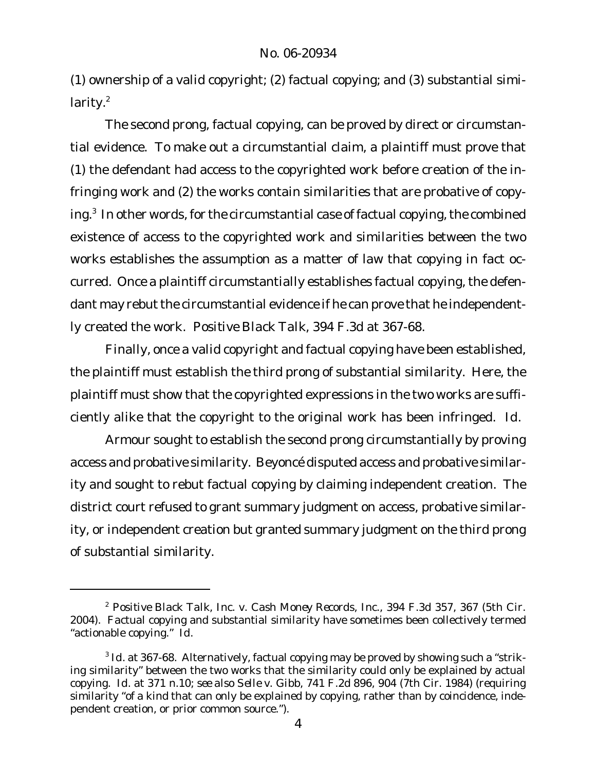(1) ownership of a valid copyright; (2) factual copying; and (3) substantial similarity.[2]

The second prong, factual copying, can be proved by direct or circumstantial evidence. To make out a circumstantial claim, a plaintiff must prove that (1) the defendant had access to the copyrighted work before creation of the infringing work and (2) the works contain similarities that are probative of copying.[3] In other words, for the circumstantial case of factual copying, the combined existence of access to the copyrighted work and similarities between the two works establishes the assumption as a matter of law that copying in fact occurred. Once a plaintiff circumstantially establishes factual copying, the defendant may rebut the circumstantial evidence if he can prove that he independently created the work. *Positive Black Talk*, 394 F.3d at 367-68.

Finally, once a valid copyright and factual copying have been established, the plaintiff must establish the third prong of substantial similarity. Here, the plaintiff must show that the copyrighted expressions in the two works are sufficiently alike that the copyright to the original work has been infringed. *Id.*

Armour sought to establish the second prong circumstantially by proving access and probative similarity. Beyoncé disputed access and probative similarity and sought to rebut factual copying by claiming independent creation. The district court refused to grant summary judgment on access, probative similarity, or independent creation but granted summary judgment on the third prong of substantial similarity.

---

[2] *Positive Black Talk, Inc. v. Cash Money Records, Inc.*, 394 F.3d 357, 367 (5th Cir. 2004). Factual copying and substantial similarity have sometimes been collectively termed "actionable copying." *Id.*

[3] *Id.* at 367-68. Alternatively, factual copying may be proved by showing such a "striking similarity" between the two works that the similarity could only be explained by actual copying. *Id.* at 371 n.10; *see also Selle v. Gibb*, 741 F.2d 896, 904 (7th Cir. 1984) (requiring similarity "of a kind that can only be explained by copying, rather than by coincidence, independent creation, or prior common source.").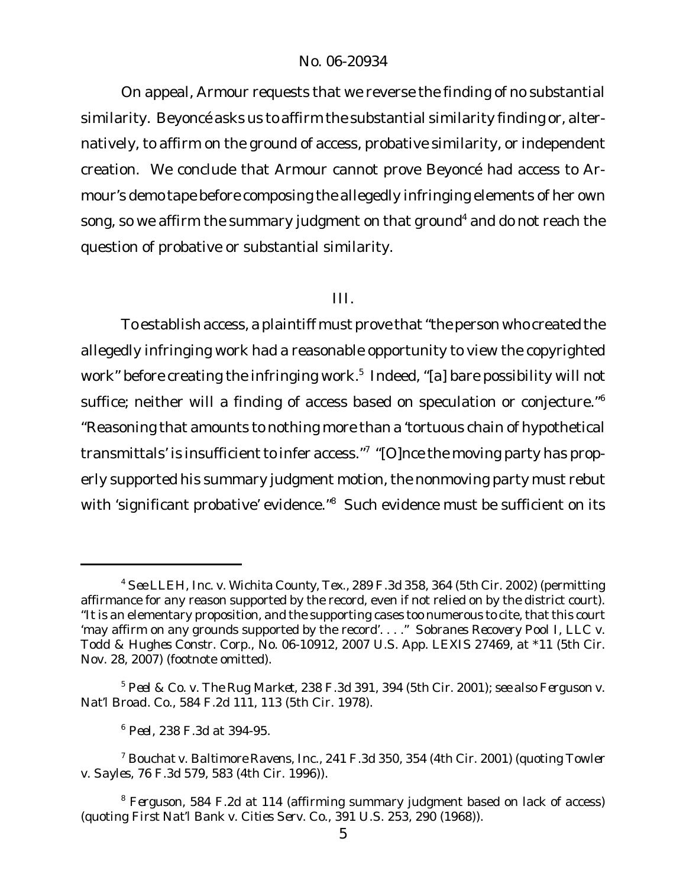On appeal, Armour requests that we reverse the finding of no substantial similarity. Beyoncé asks us to affirm the substantial similarity finding or, alternatively, to affirm on the ground of access, probative similarity, or independent creation. We conclude that Armour cannot prove Beyoncé had access to Armour's demo tape before composing the allegedly infringing elements of her own song, so we affirm the summary judgment on that ground[4] and do not reach the question of probative or substantial similarity.

## III.

To establish access, a plaintiff must prove that "the person who created the allegedly infringing work had a reasonable opportunity to view the copyrighted work" before creating the infringing work.[5] Indeed, "[a] bare possibility will not suffice; neither will a finding of access based on speculation or conjecture."[6] "Reasoning that amounts to nothing more than a 'tortuous chain of hypothetical transmittals' is insufficient to infer access."[7] "[O]nce the moving party has properly supported his summary judgment motion, the nonmoving party must rebut with 'significant probative' evidence."[8] Such evidence must be sufficient on its

---

[4] *See LLEH, Inc. v. Wichita County, Tex.*, 289 F.3d 358, 364 (5th Cir. 2002) (permitting affirmance for any reason supported by the record, even if not relied on by the district court). "It is an elementary proposition, and the supporting cases too numerous to cite, that this court 'may affirm on any grounds supported by the record'. . . ." *Sobranes Recovery Pool I, LLC v. Todd & Hughes Constr. Corp.*, No. 06-10912, 2007 U.S. App. LEXIS 27469, at *11 (5th Cir. Nov. 28, 2007) (footnote omitted).

[5] *Peel & Co. v. The Rug Market*, 238 F.3d 391, 394 (5th Cir. 2001); *see also Ferguson v. Nat'l Broad. Co.*, 584 F.2d 111, 113 (5th Cir. 1978).

[6] *Peel*, 238 F.3d at 394-95.

[7] *Bouchat v. Baltimore Ravens, Inc.*, 241 F.3d 350, 354 (4th Cir. 2001) (quoting *Towler v. Sayles*, 76 F.3d 579, 583 (4th Cir. 1996)).

[8] *Ferguson*, 584 F.2d at 114 (affirming summary judgment based on lack of access) (quoting *First Nat'l Bank v. Cities Serv. Co.*, 391 U.S. 253, 290 (1968)).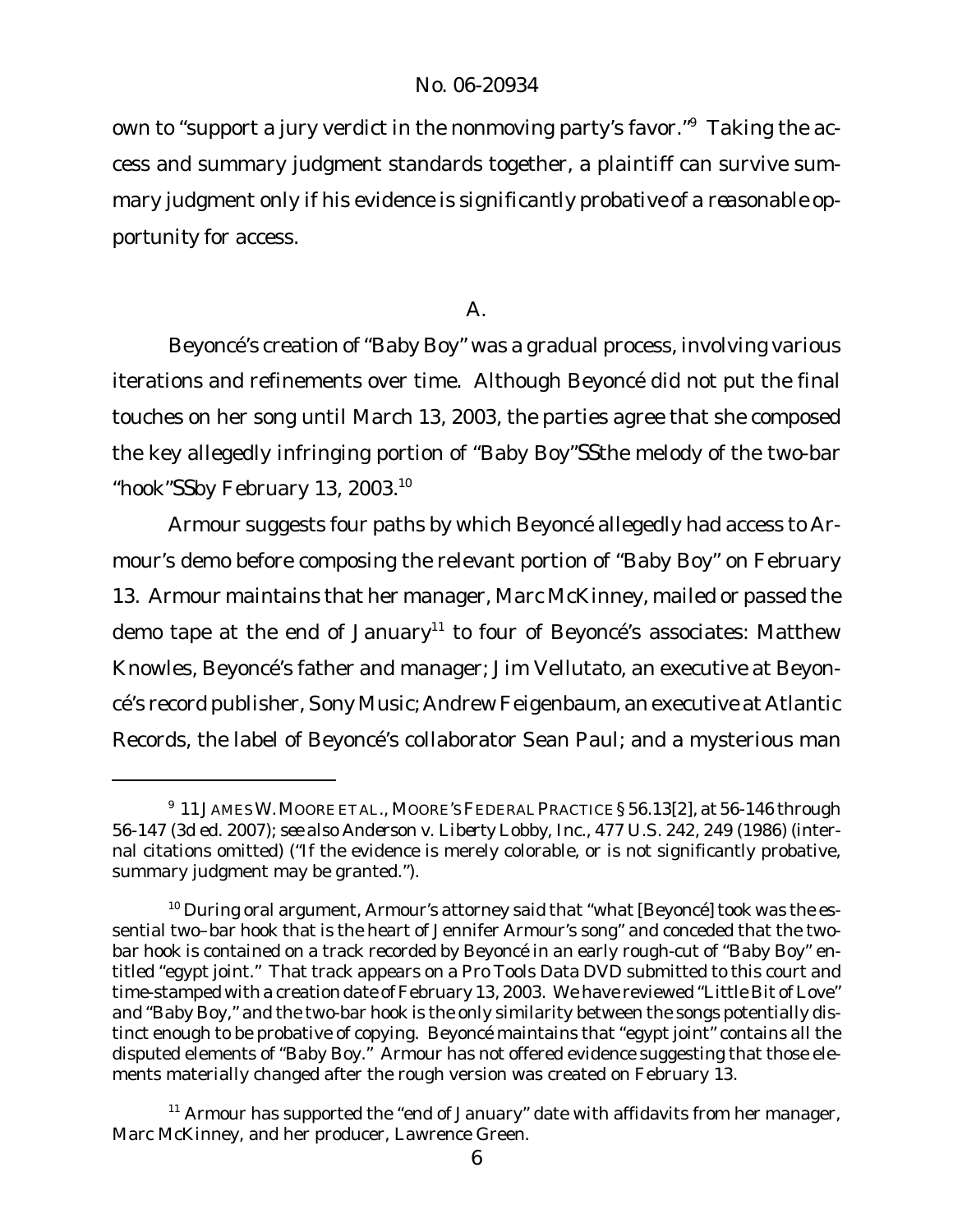own to "support a jury verdict in the nonmoving party's favor."[9] Taking the access and summary judgment standards together, a plaintiff can survive summary judgment only if his evidence is *significantly probative* of a *reasonable opportunity* for access.

### A.

Beyoncé's creation of "Baby Boy" was a gradual process, involving various iterations and refinements over time. Although Beyoncé did not put the final touches on her song until March 13, 2003, the parties agree that she composed the key allegedly infringing portion of "Baby Boy"SSthe melody of the two-bar "hook"SSby February 13, 2003.[10]

Armour suggests four paths by which Beyoncé allegedly had access to Armour's demo before composing the relevant portion of "Baby Boy" on February 13. Armour maintains that her manager, Marc McKinney, mailed or passed the demo tape at the end of January[11] to four of Beyoncé's associates: Matthew Knowles, Beyoncé's father and manager; Jim Vellutato, an executive at Beyoncé's record publisher, Sony Music; Andrew Feigenbaum, an executive at Atlantic Records, the label of Beyoncé's collaborator Sean Paul; and a mysterious man

---

[9] 11 JAMES W. MOORE ET AL., MOORE'S FEDERAL PRACTICE § 56.13[2], at 56-146 through 56-147 (3d ed. 2007); *see also Anderson v. Liberty Lobby, Inc.*, 477 U.S. 242, 249 (1986) (internal citations omitted) ("If the evidence is merely colorable, or is not significantly probative, summary judgment may be granted.").

[10] During oral argument, Armour's attorney said that "what [Beyoncé] took was the essential two–bar hook that is the heart of Jennifer Armour's song" and conceded that the two-bar hook is contained on a track recorded by Beyoncé in an early rough-cut of "Baby Boy" entitled "egypt joint." That track appears on a Pro Tools Data DVD submitted to this court and time-stamped with a creation date of February 13, 2003. We have reviewed "Little Bit of Love" and "Baby Boy," and the two-bar hook is the only similarity between the songs potentially distinct enough to be probative of copying. Beyoncé maintains that "egypt joint" contains all the disputed elements of "Baby Boy." Armour has not offered evidence suggesting that those elements materially changed after the rough version was created on February 13.

[11] Armour has supported the "end of January" date with affidavits from her manager, Marc McKinney, and her producer, Lawrence Green.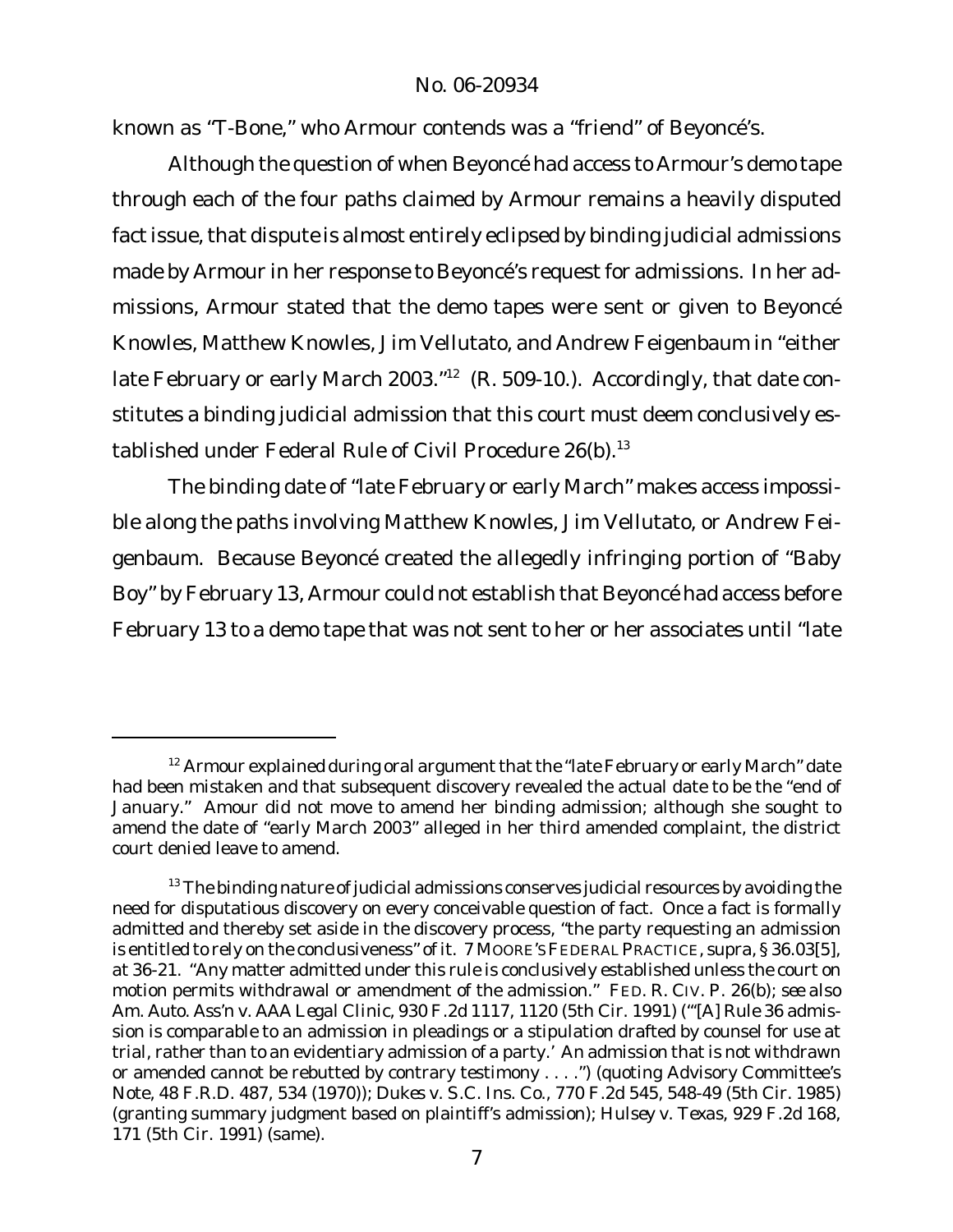known as "T-Bone," who Armour contends was a "friend" of Beyoncé's.

Although the question of when Beyoncé had access to Armour's demo tape through each of the four paths claimed by Armour remains a heavily disputed fact issue, that dispute is almost entirely eclipsed by binding judicial admissions made by Armour in her response to Beyoncé's request for admissions. In her admissions, Armour stated that the demo tapes were sent or given to Beyoncé Knowles, Matthew Knowles, Jim Vellutato, and Andrew Feigenbaum in "either late February or early March 2003."[12] (R. 509-10.). Accordingly, that date constitutes a binding judicial admission that this court must deem conclusively established under Federal Rule of Civil Procedure 26(b).[13]

The binding date of "late February or early March" makes access impossible along the paths involving Matthew Knowles, Jim Vellutato, or Andrew Feigenbaum. Because Beyoncé created the allegedly infringing portion of "Baby Boy" by February 13, Armour could not establish that Beyoncé had access before February 13 to a demo tape that was not sent to her or her associates until "late

---

[12] Armour explained during oral argument that the "late February or early March" date had been mistaken and that subsequent discovery revealed the actual date to be the "end of January." Amour did not move to amend her binding admission; although she sought to amend the date of "early March 2003" alleged in her third amended complaint, the district court denied leave to amend.

[13] The binding nature of judicial admissions conserves judicial resources by avoiding the need for disputatious discovery on every conceivable question of fact. Once a fact is formally admitted and thereby set aside in the discovery process, "the party requesting an admission is entitled to rely on the conclusiveness" of it. 7 MOORE'S FEDERAL PRACTICE, *supra*, § 36.03[5], at 36-21. "Any matter admitted under this rule is conclusively established unless the court on motion permits withdrawal or amendment of the admission." FED. R. CIV. P. 26(b); *see also Am. Auto. Ass'n v. AAA Legal Clinic*, 930 F.2d 1117, 1120 (5th Cir. 1991) ("'[A] Rule 36 admission is comparable to an admission in pleadings or a stipulation drafted by counsel for use at trial, rather than to an evidentiary admission of a party.' An admission that is not withdrawn or amended cannot be rebutted by contrary testimony . . . .") (quoting Advisory Committee's Note, 48 F.R.D. 487, 534 (1970)); *Dukes v. S.C. Ins. Co.*, 770 F.2d 545, 548-49 (5th Cir. 1985) (granting summary judgment based on plaintiff's admission); *Hulsey v. Texas*, 929 F.2d 168, 171 (5th Cir. 1991) (same).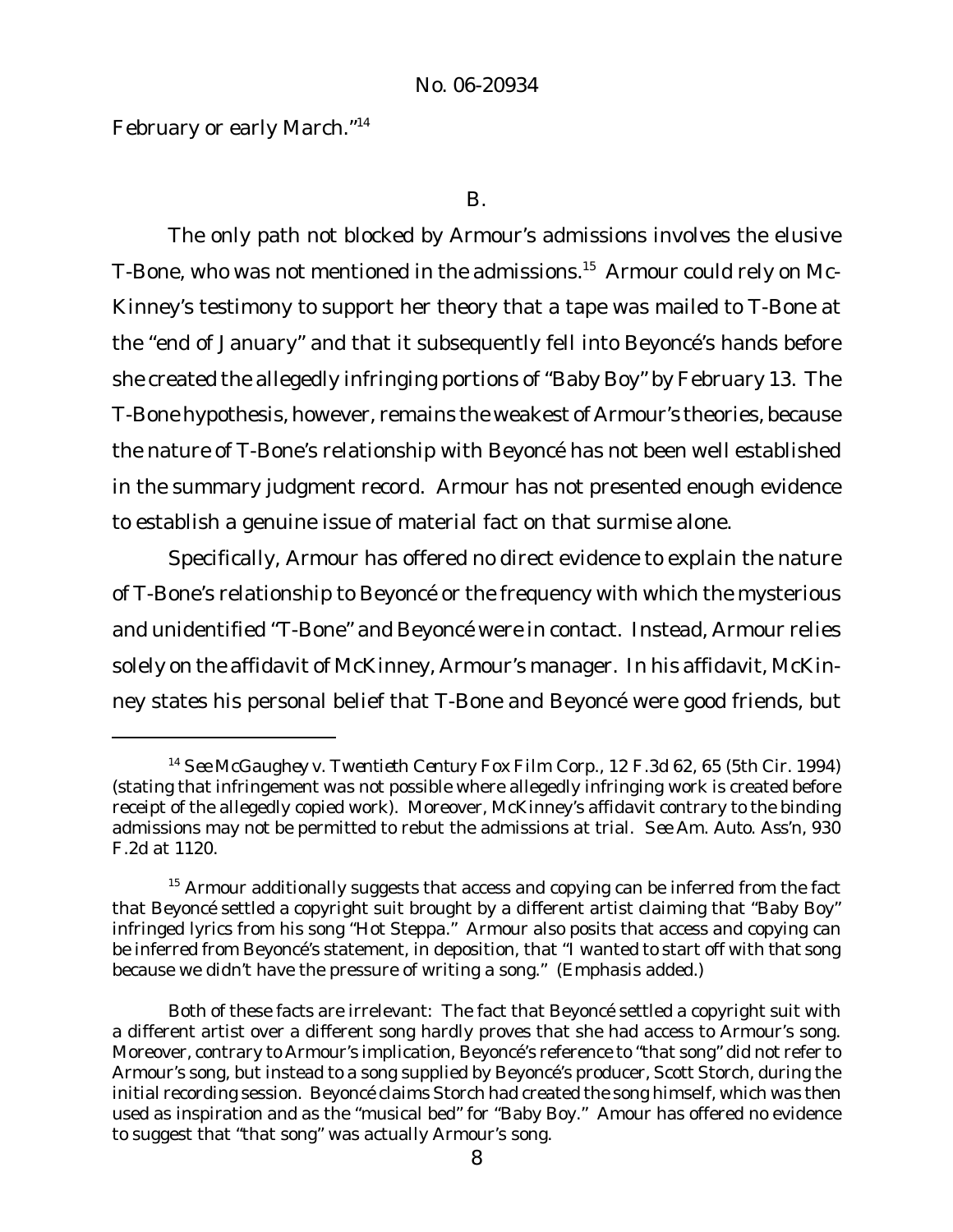February or early March."[14]

B.

The only path not blocked by Armour's admissions involves the elusive T-Bone, who was not mentioned in the admissions.[15] Armour could rely on McKinney's testimony to support her theory that a tape was mailed to T-Bone at the "end of January" and that it subsequently fell into Beyoncé's hands before she created the allegedly infringing portions of "Baby Boy" by February 13. The T-Bone hypothesis, however, remains the weakest of Armour's theories, because the nature of T-Bone's relationship with Beyoncé has not been well established in the summary judgment record. Armour has not presented enough evidence to establish a genuine issue of material fact on that surmise alone.

Specifically, Armour has offered no direct evidence to explain the nature of T-Bone's relationship to Beyoncé or the frequency with which the mysterious and unidentified "T-Bone" and Beyoncé were in contact. Instead, Armour relies solely on the affidavit of McKinney, Armour's manager. In his affidavit, McKinney states his personal belief that T-Bone and Beyoncé were good friends, but

---

[14] *See McGaughey v. Twentieth Century Fox Film Corp.*, 12 F.3d 62, 65 (5th Cir. 1994) (stating that infringement was not possible where allegedly infringing work is created before receipt of the allegedly copied work). Moreover, McKinney's affidavit contrary to the binding admissions may not be permitted to rebut the admissions at trial. *See Am. Auto. Ass'n*, 930 F.2d at 1120.

[15] Armour additionally suggests that access and copying can be inferred from the fact that Beyoncé settled a copyright suit brought by a different artist claiming that "Baby Boy" infringed lyrics from his song "Hot Steppa." Armour also posits that access and copying can be inferred from Beyoncé's statement, in deposition, that "I wanted to start off with that song because we didn't have the pressure of *writing* a song." (Emphasis added.)

Both of these facts are irrelevant: The fact that Beyoncé settled a copyright suit with a different artist over a different song hardly proves that she had access to Armour's song. Moreover, contrary to Armour's implication, Beyoncé's reference to "that song" did not refer to Armour's song, but instead to a song supplied by Beyoncé's producer, Scott Storch, during the initial recording session. Beyoncé claims Storch had created the song himself, which was then used as inspiration and as the "musical bed" for "Baby Boy." Amour has offered no evidence to suggest that "that song" was actually Armour's song.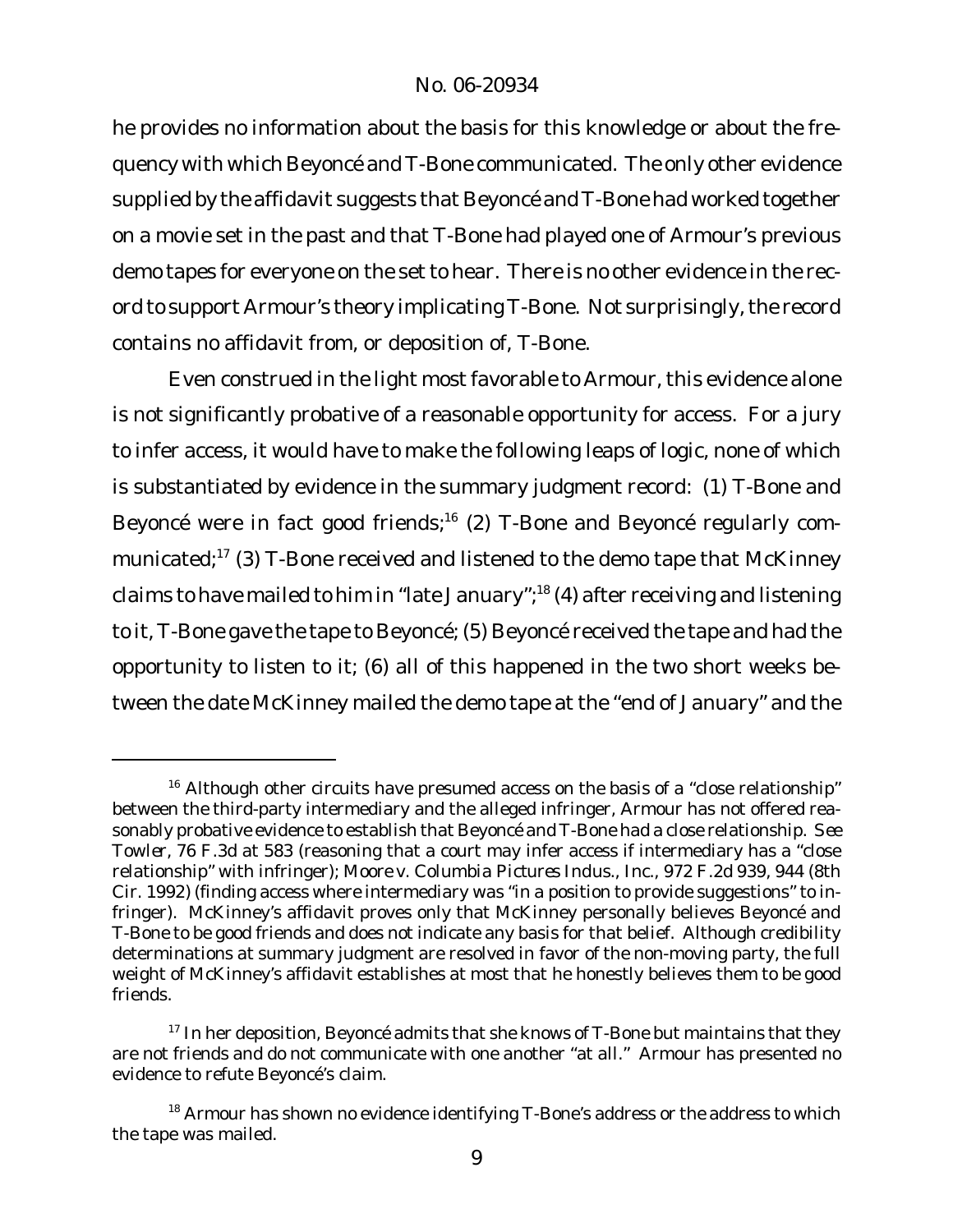he provides no information about the basis for this knowledge or about the frequency with which Beyoncé and T-Bone communicated. The only other evidence supplied by the affidavit suggests that Beyoncé and T-Bone had worked together on a movie set in the past and that T-Bone had played one of Armour's previous demo tapes for everyone on the set to hear. There is no other evidence in the record to support Armour's theory implicating T-Bone. Not surprisingly, the record contains no affidavit from, or deposition of, T-Bone.

Even construed in the light most favorable to Armour, this evidence alone is not significantly probative of a reasonable opportunity for access. For a jury to infer access, it would have to make the following leaps of logic, none of which is substantiated by evidence in the summary judgment record: (1) T-Bone and Beyoncé were in fact good friends;[16] (2) T-Bone and Beyoncé regularly communicated;[17] (3) T-Bone received and listened to the demo tape that McKinney claims to have mailed to him in "late January";[18] (4) after receiving and listening to it, T-Bone gave the tape to Beyoncé; (5) Beyoncé received the tape and had the opportunity to listen to it; (6) all of this happened in the two short weeks between the date McKinney mailed the demo tape at the "end of January" and the

---

[16] Although other circuits have presumed access on the basis of a "close relationship" between the third-party intermediary and the alleged infringer, Armour has not offered reasonably probative evidence to establish that Beyoncé and T-Bone had a close relationship. *See Towler*, 76 F.3d at 583 (reasoning that a court may infer access if intermediary has a "close relationship" with infringer); *Moore v. Columbia Pictures Indus., Inc.*, 972 F.2d 939, 944 (8th Cir. 1992) (finding access where intermediary was "in a position to provide suggestions" to infringer). McKinney's affidavit proves only that McKinney personally believes Beyoncé and T-Bone to be good friends and does not indicate any basis for that belief. Although credibility determinations at summary judgment are resolved in favor of the non-moving party, the full weight of McKinney's affidavit establishes at most that he honestly believes them to be good friends.

[17] In her deposition, Beyoncé admits that she knows of T-Bone but maintains that they are not friends and do not communicate with one another "at all." Armour has presented no evidence to refute Beyoncé's claim.

[18] Armour has shown no evidence identifying T-Bone's address or the address to which the tape was mailed.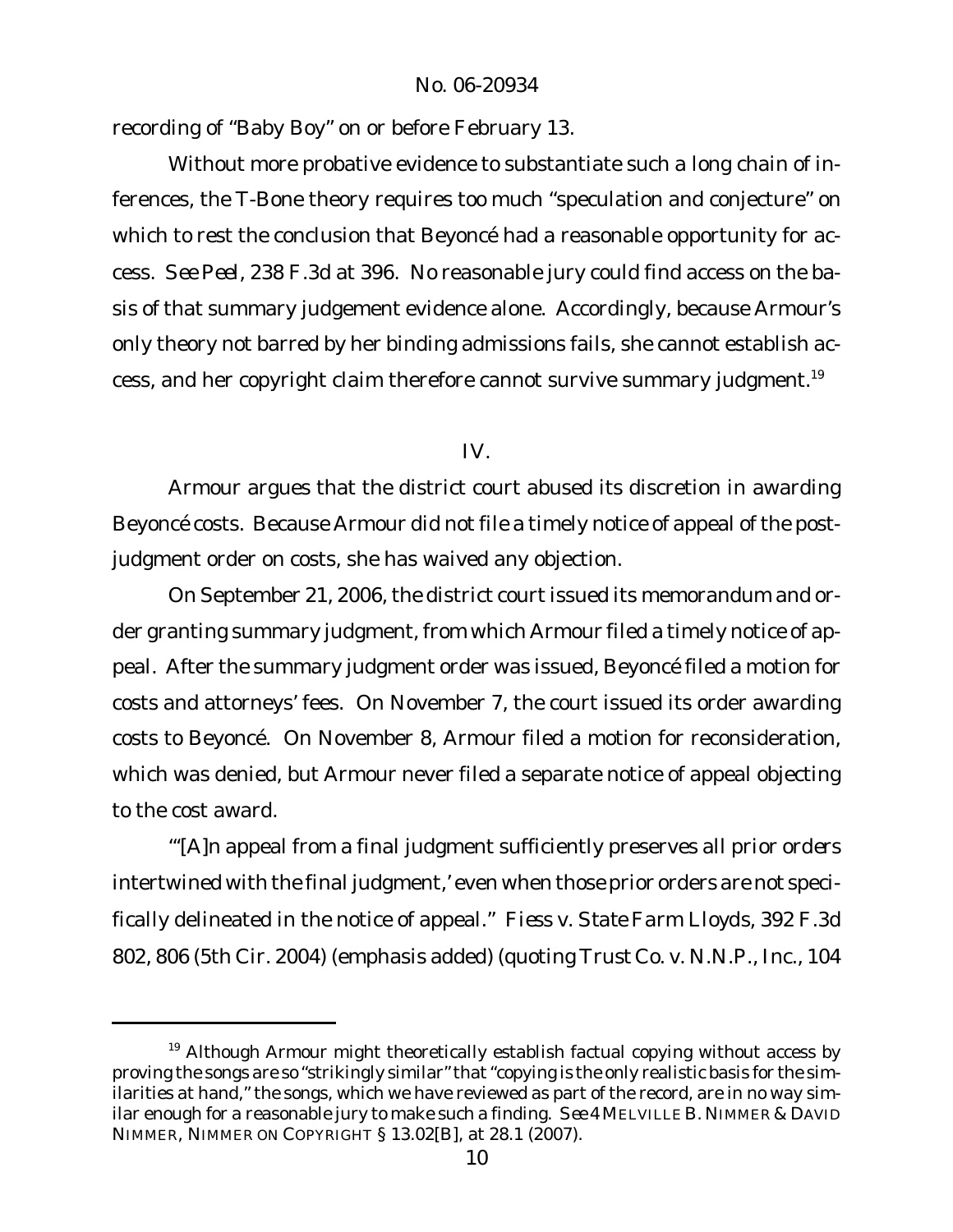recording of "Baby Boy" on or before February 13.

Without more probative evidence to substantiate such a long chain of inferences, the T-Bone theory requires too much "speculation and conjecture" on which to rest the conclusion that Beyoncé had a reasonable opportunity for access. *See Peel*, 238 F.3d at 396. No reasonable jury could find access on the basis of that summary judgement evidence alone. Accordingly, because Armour's only theory not barred by her binding admissions fails, she cannot establish access, and her copyright claim therefore cannot survive summary judgment.[19]

## IV.

Armour argues that the district court abused its discretion in awarding Beyoncé costs. Because Armour did not file a timely notice of appeal of the post-judgment order on costs, she has waived any objection.

On September 21, 2006, the district court issued its memorandum and order granting summary judgment, from which Armour filed a timely notice of appeal. After the summary judgment order was issued, Beyoncé filed a motion for costs and attorneys' fees. On November 7, the court issued its order awarding costs to Beyoncé. On November 8, Armour filed a motion for reconsideration, which was denied, but Armour never filed a separate notice of appeal objecting to the cost award.

"'[A]n appeal from a final judgment sufficiently preserves all *prior orders* intertwined with the final judgment,' even when those prior orders are not specifically delineated in the notice of appeal." *Fiess v. State Farm Lloyds*, 392 F.3d 802, 806 (5th Cir. 2004) (emphasis added) (quoting *Trust Co. v. N.N.P., Inc.*, 104

---

[19] Although Armour might theoretically establish factual copying without access by proving the songs are so "strikingly similar" that "copying is the only realistic basis for the similarities at hand," the songs, which we have reviewed as part of the record, are in no way similar enough for a reasonable jury to make such a finding. *See* 4 MELVILLE B. NIMMER & DAVID NIMMER, NIMMER ON COPYRIGHT § 13.02[B], at 28.1 (2007).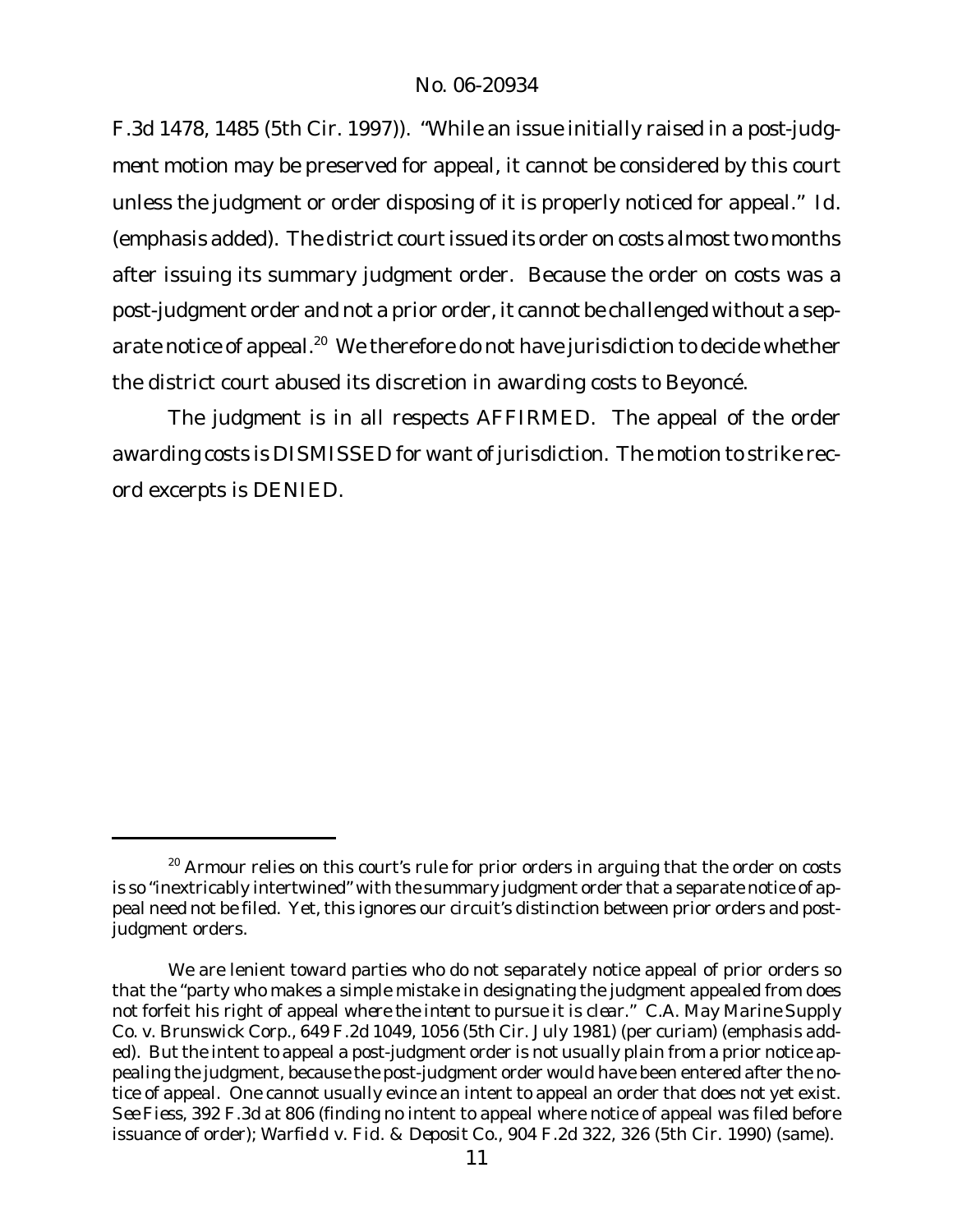F.3d 1478, 1485 (5th Cir. 1997)). "While an issue initially raised in a post-judgment motion may be preserved for appeal, it cannot be considered by this court *unless the judgment or order disposing of it is properly noticed for appeal*." *Id.* (emphasis added). The district court issued its order on costs almost two months after issuing its summary judgment order. Because the order on costs was a post-judgment order and not a prior order, it cannot be challenged without a separate notice of appeal.[20] We therefore do not have jurisdiction to decide whether the district court abused its discretion in awarding costs to Beyoncé.

The judgment is in all respects AFFIRMED. The appeal of the order awarding costs is DISMISSED for want of jurisdiction. The motion to strike record excerpts is DENIED.

---

[20] Armour relies on this court's rule for prior orders in arguing that the order on costs is so "inextricably intertwined" with the summary judgment order that a separate notice of appeal need not be filed. Yet, this ignores our circuit's distinction between prior orders and post-judgment orders.

We are lenient toward parties who do not separately notice appeal of prior orders so that the "party who makes a simple mistake in designating the judgment appealed from does not forfeit his right of appeal *where the intent to pursue it is clear*." *C.A. May Marine Supply Co. v. Brunswick Corp.*, 649 F.2d 1049, 1056 (5th Cir. July 1981) (per curiam) (emphasis added). But the intent to appeal a post-judgment order is not usually plain from a prior notice appealing the judgment, because the post-judgment order would have been entered after the notice of appeal. One cannot usually evince an intent to appeal an order that does not yet exist. *See Fiess*, 392 F.3d at 806 (finding no intent to appeal where notice of appeal was filed before issuance of order); *Warfield v. Fid. & Deposit Co.*, 904 F.2d 322, 326 (5th Cir. 1990) (same).